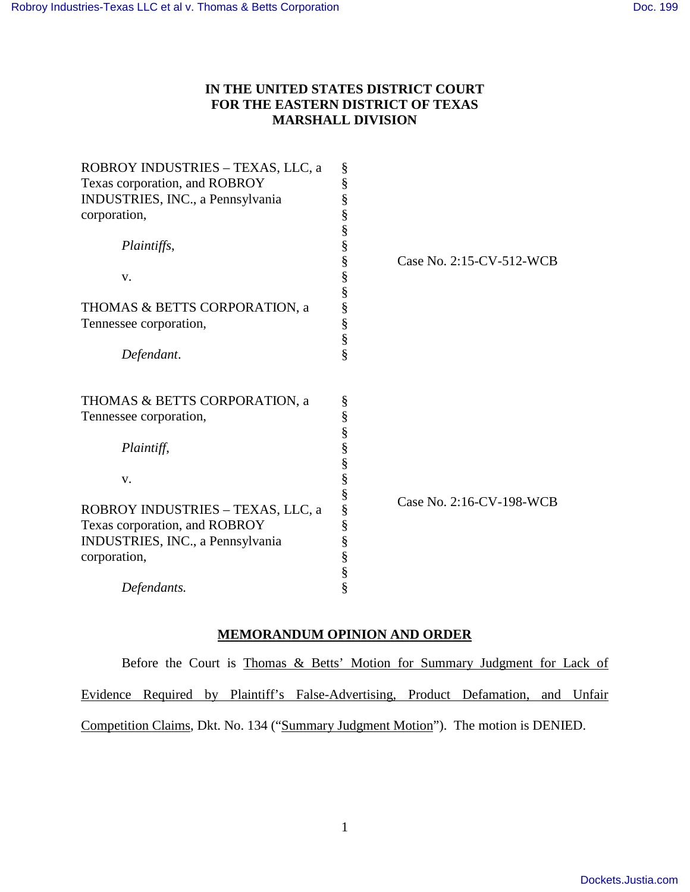**IN THE UNITED STATES DISTRICT COURT**
**FOR THE EASTERN DISTRICT OF TEXAS**
**MARSHALL DIVISION**

| | | |
|---|---|---|
| ROBROY INDUSTRIES – TEXAS, LLC, a Texas corporation, and ROBROY INDUSTRIES, INC., a Pennsylvania corporation,<br><br>*Plaintiffs*,<br><br>v.<br><br>THOMAS & BETTS CORPORATION, a Tennessee corporation,<br><br>*Defendant*. | § | Case No. 2:15-CV-512-WCB |
| THOMAS & BETTS CORPORATION, a Tennessee corporation,<br><br>*Plaintiff*,<br><br>v.<br><br>ROBROY INDUSTRIES – TEXAS, LLC, a Texas corporation, and ROBROY INDUSTRIES, INC., a Pennsylvania corporation,<br><br>*Defendants.* | § | Case No. 2:16-CV-198-WCB |

**MEMORANDUM OPINION AND ORDER**

Before the Court is Thomas & Betts' Motion for Summary Judgment for Lack of Evidence Required by Plaintiff's False-Advertising, Product Defamation, and Unfair Competition Claims, Dkt. No. 134 ("Summary Judgment Motion"). The motion is DENIED.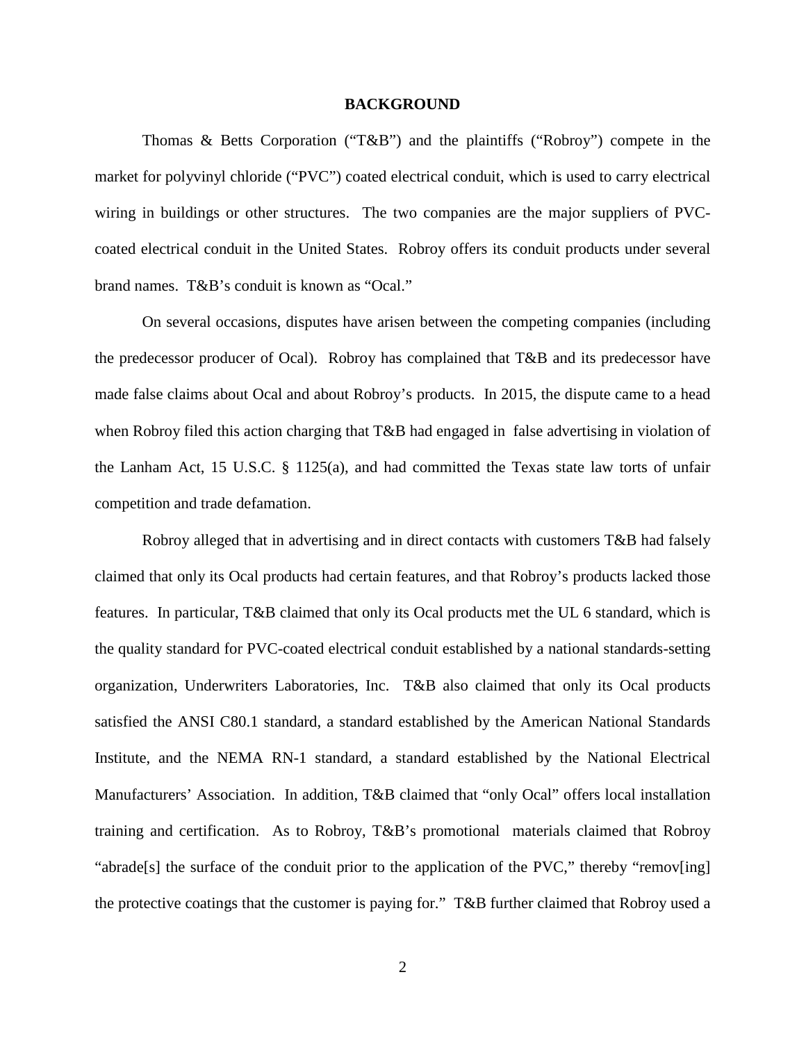## BACKGROUND

Thomas & Betts Corporation ("T&B") and the plaintiffs ("Robroy") compete in the market for polyvinyl chloride ("PVC") coated electrical conduit, which is used to carry electrical wiring in buildings or other structures. The two companies are the major suppliers of PVC-coated electrical conduit in the United States. Robroy offers its conduit products under several brand names. T&B's conduit is known as "Ocal."

On several occasions, disputes have arisen between the competing companies (including the predecessor producer of Ocal). Robroy has complained that T&B and its predecessor have made false claims about Ocal and about Robroy's products. In 2015, the dispute came to a head when Robroy filed this action charging that T&B had engaged in false advertising in violation of the Lanham Act, 15 U.S.C. § 1125(a), and had committed the Texas state law torts of unfair competition and trade defamation.

Robroy alleged that in advertising and in direct contacts with customers T&B had falsely claimed that only its Ocal products had certain features, and that Robroy's products lacked those features. In particular, T&B claimed that only its Ocal products met the UL 6 standard, which is the quality standard for PVC-coated electrical conduit established by a national standards-setting organization, Underwriters Laboratories, Inc. T&B also claimed that only its Ocal products satisfied the ANSI C80.1 standard, a standard established by the American National Standards Institute, and the NEMA RN-1 standard, a standard established by the National Electrical Manufacturers' Association. In addition, T&B claimed that "only Ocal" offers local installation training and certification. As to Robroy, T&B's promotional materials claimed that Robroy "abrade[s] the surface of the conduit prior to the application of the PVC," thereby "remov[ing] the protective coatings that the customer is paying for." T&B further claimed that Robroy used a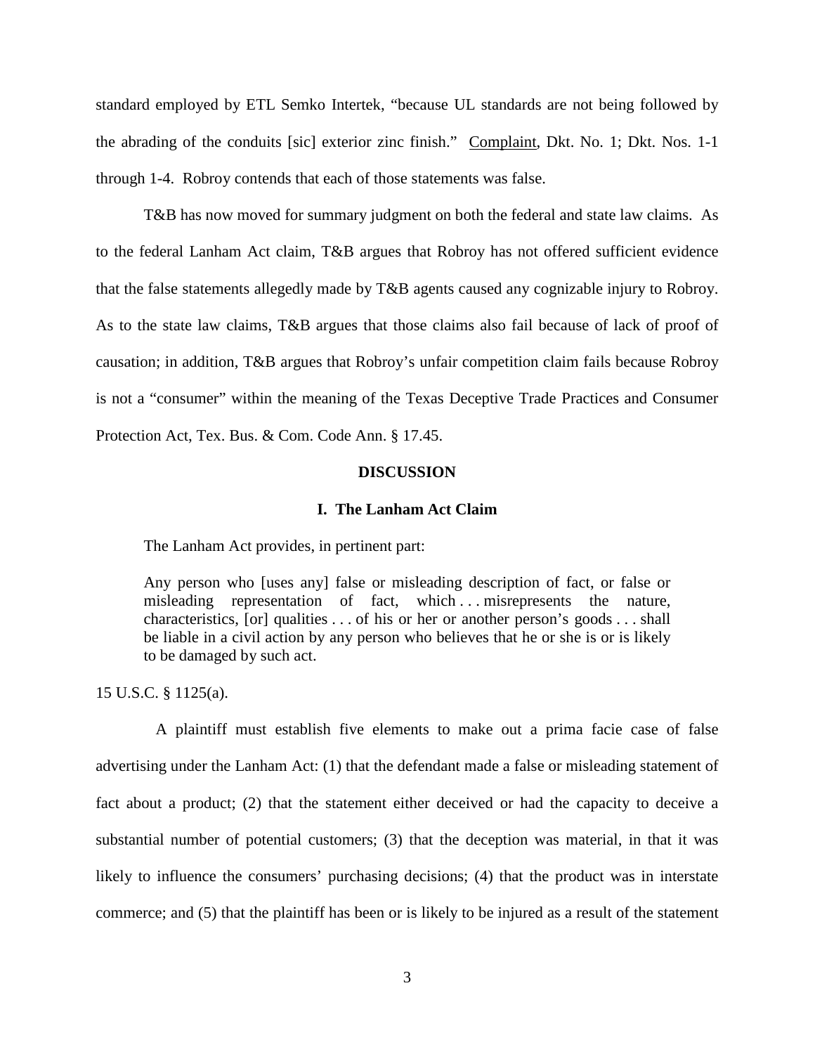standard employed by ETL Semko Intertek, "because UL standards are not being followed by the abrading of the conduits [sic] exterior zinc finish." Complaint, Dkt. No. 1; Dkt. Nos. 1-1 through 1-4. Robroy contends that each of those statements was false.

T&B has now moved for summary judgment on both the federal and state law claims. As to the federal Lanham Act claim, T&B argues that Robroy has not offered sufficient evidence that the false statements allegedly made by T&B agents caused any cognizable injury to Robroy. As to the state law claims, T&B argues that those claims also fail because of lack of proof of causation; in addition, T&B argues that Robroy's unfair competition claim fails because Robroy is not a "consumer" within the meaning of the Texas Deceptive Trade Practices and Consumer Protection Act, Tex. Bus. & Com. Code Ann. § 17.45.

## DISCUSSION

### I. The Lanham Act Claim

The Lanham Act provides, in pertinent part:

> Any person who [uses any] false or misleading description of fact, or false or misleading representation of fact, which . . . misrepresents the nature, characteristics, [or] qualities . . . of his or her or another person's goods . . . shall be liable in a civil action by any person who believes that he or she is or is likely to be damaged by such act.

15 U.S.C. § 1125(a).

A plaintiff must establish five elements to make out a prima facie case of false advertising under the Lanham Act: (1) that the defendant made a false or misleading statement of fact about a product; (2) that the statement either deceived or had the capacity to deceive a substantial number of potential customers; (3) that the deception was material, in that it was likely to influence the consumers' purchasing decisions; (4) that the product was in interstate commerce; and (5) that the plaintiff has been or is likely to be injured as a result of the statement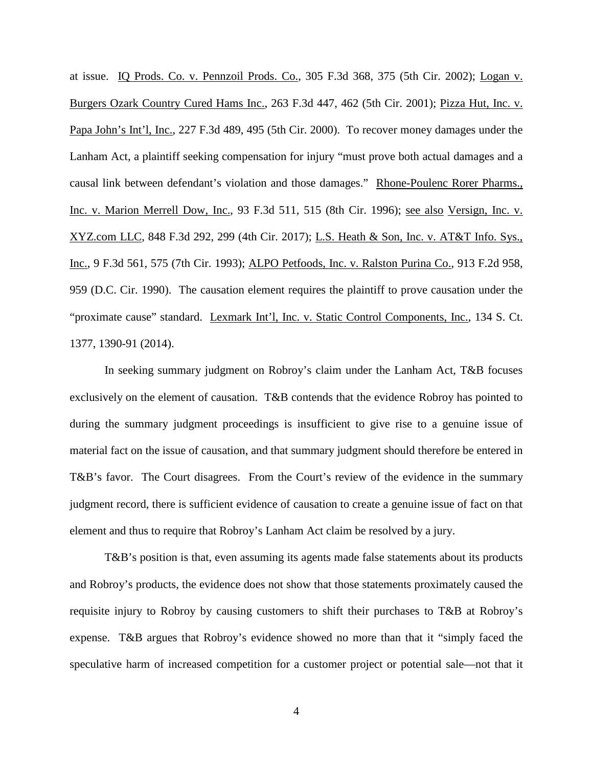at issue. IQ Prods. Co. v. Pennzoil Prods. Co., 305 F.3d 368, 375 (5th Cir. 2002); Logan v. Burgers Ozark Country Cured Hams Inc., 263 F.3d 447, 462 (5th Cir. 2001); Pizza Hut, Inc. v. Papa John's Int'l, Inc., 227 F.3d 489, 495 (5th Cir. 2000). To recover money damages under the Lanham Act, a plaintiff seeking compensation for injury "must prove both actual damages and a causal link between defendant's violation and those damages." Rhone-Poulenc Rorer Pharms., Inc. v. Marion Merrell Dow, Inc., 93 F.3d 511, 515 (8th Cir. 1996); see also Versign, Inc. v. XYZ.com LLC, 848 F.3d 292, 299 (4th Cir. 2017); L.S. Heath & Son, Inc. v. AT&T Info. Sys., Inc., 9 F.3d 561, 575 (7th Cir. 1993); ALPO Petfoods, Inc. v. Ralston Purina Co., 913 F.2d 958, 959 (D.C. Cir. 1990). The causation element requires the plaintiff to prove causation under the "proximate cause" standard. Lexmark Int'l, Inc. v. Static Control Components, Inc., 134 S. Ct. 1377, 1390-91 (2014).

In seeking summary judgment on Robroy's claim under the Lanham Act, T&B focuses exclusively on the element of causation. T&B contends that the evidence Robroy has pointed to during the summary judgment proceedings is insufficient to give rise to a genuine issue of material fact on the issue of causation, and that summary judgment should therefore be entered in T&B's favor. The Court disagrees. From the Court's review of the evidence in the summary judgment record, there is sufficient evidence of causation to create a genuine issue of fact on that element and thus to require that Robroy's Lanham Act claim be resolved by a jury.

T&B's position is that, even assuming its agents made false statements about its products and Robroy's products, the evidence does not show that those statements proximately caused the requisite injury to Robroy by causing customers to shift their purchases to T&B at Robroy's expense. T&B argues that Robroy's evidence showed no more than that it "simply faced the speculative harm of increased competition for a customer project or potential sale—not that it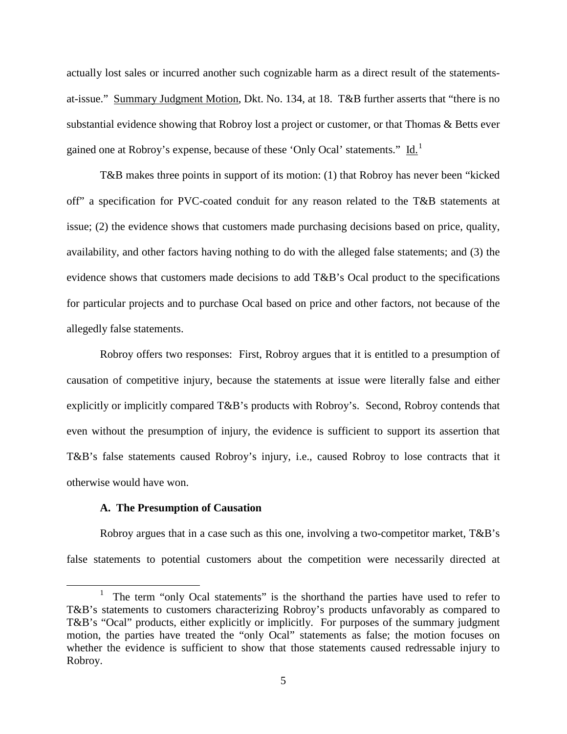actually lost sales or incurred another such cognizable harm as a direct result of the statements-at-issue." Summary Judgment Motion, Dkt. No. 134, at 18. T&B further asserts that "there is no substantial evidence showing that Robroy lost a project or customer, or that Thomas & Betts ever gained one at Robroy's expense, because of these 'Only Ocal' statements." Id.[1]

T&B makes three points in support of its motion: (1) that Robroy has never been "kicked off" a specification for PVC-coated conduit for any reason related to the T&B statements at issue; (2) the evidence shows that customers made purchasing decisions based on price, quality, availability, and other factors having nothing to do with the alleged false statements; and (3) the evidence shows that customers made decisions to add T&B's Ocal product to the specifications for particular projects and to purchase Ocal based on price and other factors, not because of the allegedly false statements.

Robroy offers two responses: First, Robroy argues that it is entitled to a presumption of causation of competitive injury, because the statements at issue were literally false and either explicitly or implicitly compared T&B's products with Robroy's. Second, Robroy contends that even without the presumption of injury, the evidence is sufficient to support its assertion that T&B's false statements caused Robroy's injury, i.e., caused Robroy to lose contracts that it otherwise would have won.

**A. The Presumption of Causation**

Robroy argues that in a case such as this one, involving a two-competitor market, T&B's false statements to potential customers about the competition were necessarily directed at

[1] The term "only Ocal statements" is the shorthand the parties have used to refer to T&B's statements to customers characterizing Robroy's products unfavorably as compared to T&B's "Ocal" products, either explicitly or implicitly. For purposes of the summary judgment motion, the parties have treated the "only Ocal" statements as false; the motion focuses on whether the evidence is sufficient to show that those statements caused redressable injury to Robroy.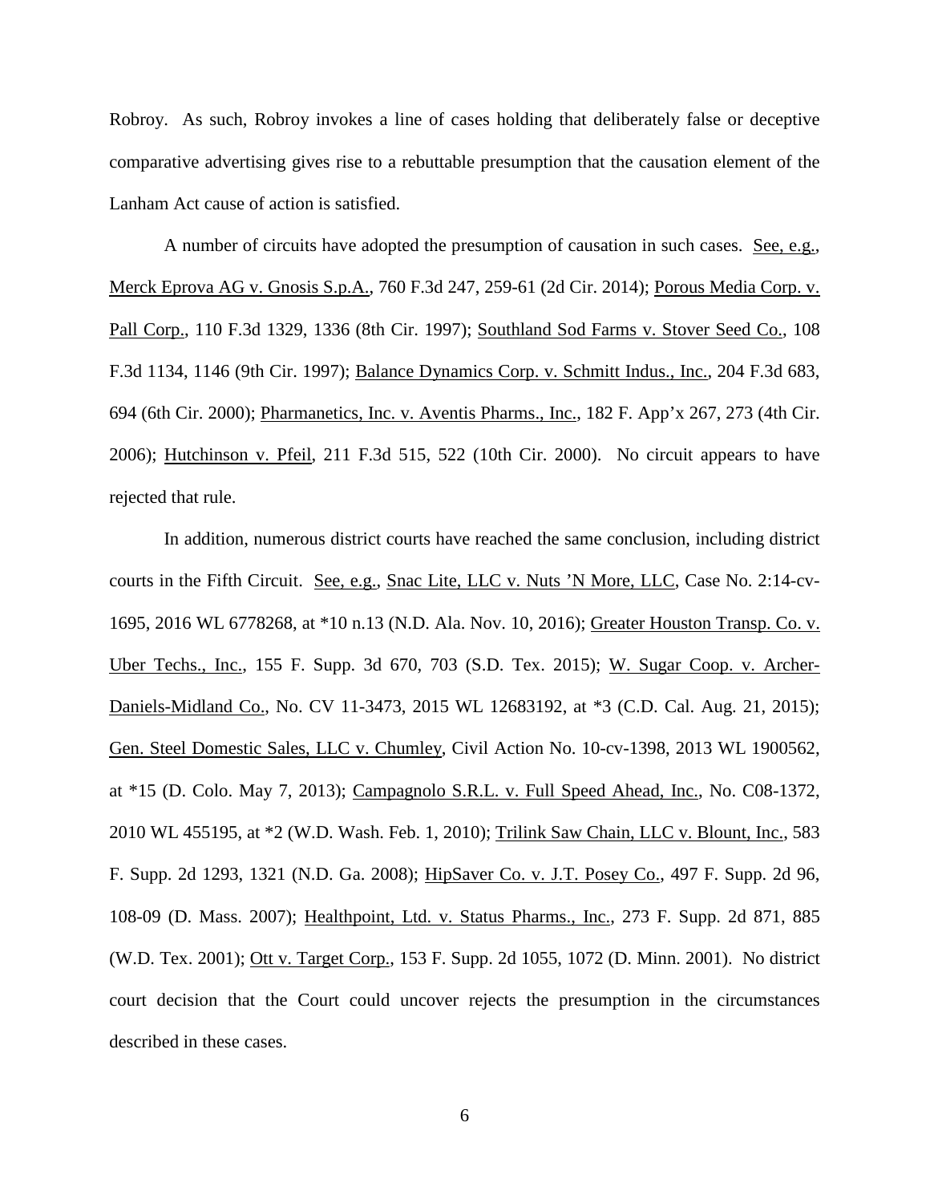Robroy. As such, Robroy invokes a line of cases holding that deliberately false or deceptive comparative advertising gives rise to a rebuttable presumption that the causation element of the Lanham Act cause of action is satisfied.

A number of circuits have adopted the presumption of causation in such cases. See, e.g., Merck Eprova AG v. Gnosis S.p.A., 760 F.3d 247, 259-61 (2d Cir. 2014); Porous Media Corp. v. Pall Corp., 110 F.3d 1329, 1336 (8th Cir. 1997); Southland Sod Farms v. Stover Seed Co., 108 F.3d 1134, 1146 (9th Cir. 1997); Balance Dynamics Corp. v. Schmitt Indus., Inc., 204 F.3d 683, 694 (6th Cir. 2000); Pharmanetics, Inc. v. Aventis Pharms., Inc., 182 F. App'x 267, 273 (4th Cir. 2006); Hutchinson v. Pfeil, 211 F.3d 515, 522 (10th Cir. 2000). No circuit appears to have rejected that rule.

In addition, numerous district courts have reached the same conclusion, including district courts in the Fifth Circuit. See, e.g., Snac Lite, LLC v. Nuts 'N More, LLC, Case No. 2:14-cv-1695, 2016 WL 6778268, at *10 n.13 (N.D. Ala. Nov. 10, 2016); Greater Houston Transp. Co. v. Uber Techs., Inc., 155 F. Supp. 3d 670, 703 (S.D. Tex. 2015); W. Sugar Coop. v. Archer-Daniels-Midland Co., No. CV 11-3473, 2015 WL 12683192, at *3 (C.D. Cal. Aug. 21, 2015); Gen. Steel Domestic Sales, LLC v. Chumley, Civil Action No. 10-cv-1398, 2013 WL 1900562, at *15 (D. Colo. May 7, 2013); Campagnolo S.R.L. v. Full Speed Ahead, Inc., No. C08-1372, 2010 WL 455195, at *2 (W.D. Wash. Feb. 1, 2010); Trilink Saw Chain, LLC v. Blount, Inc., 583 F. Supp. 2d 1293, 1321 (N.D. Ga. 2008); HipSaver Co. v. J.T. Posey Co., 497 F. Supp. 2d 96, 108-09 (D. Mass. 2007); Healthpoint, Ltd. v. Status Pharms., Inc., 273 F. Supp. 2d 871, 885 (W.D. Tex. 2001); Ott v. Target Corp., 153 F. Supp. 2d 1055, 1072 (D. Minn. 2001). No district court decision that the Court could uncover rejects the presumption in the circumstances described in these cases.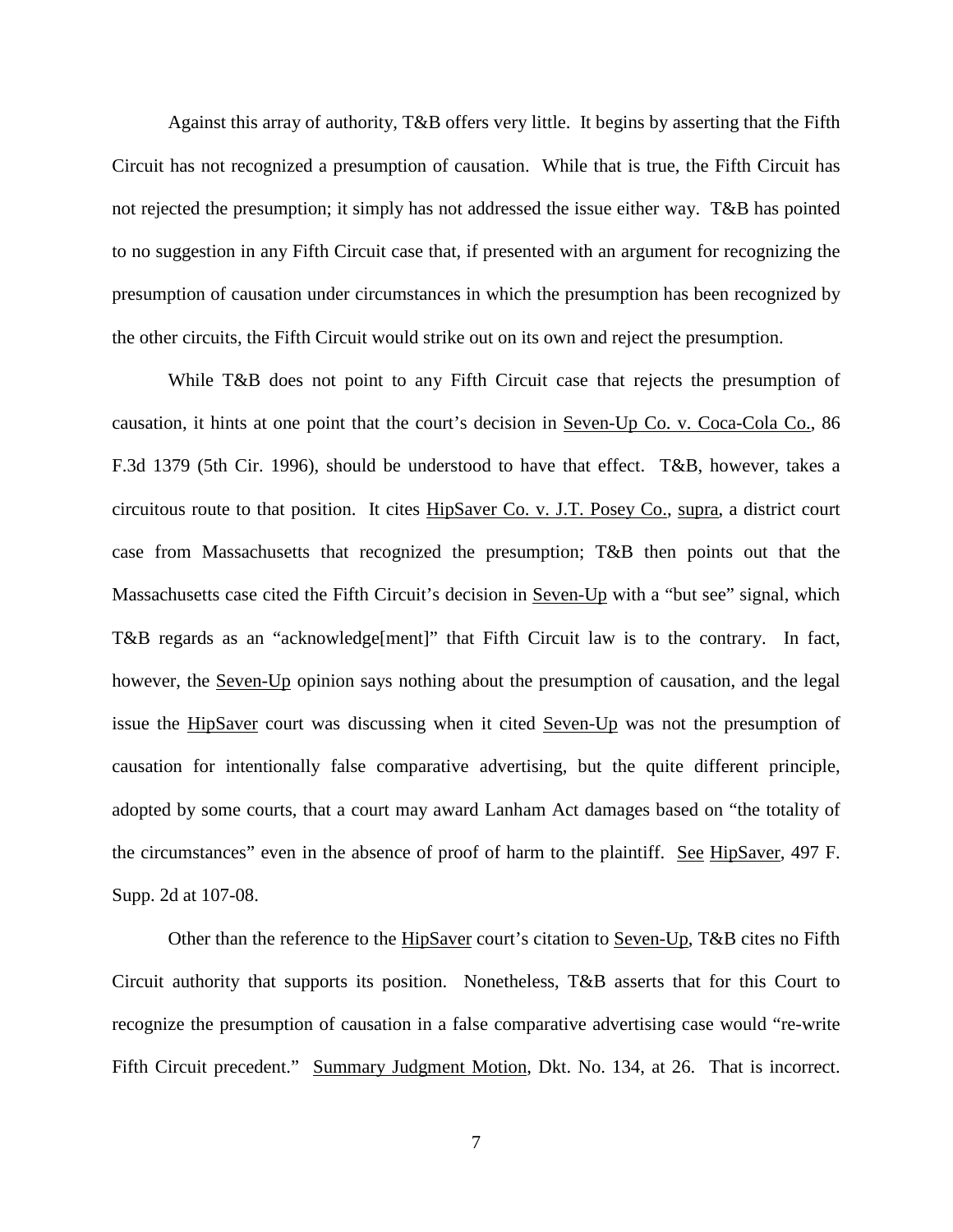Against this array of authority, T&B offers very little. It begins by asserting that the Fifth Circuit has not recognized a presumption of causation. While that is true, the Fifth Circuit has not rejected the presumption; it simply has not addressed the issue either way. T&B has pointed to no suggestion in any Fifth Circuit case that, if presented with an argument for recognizing the presumption of causation under circumstances in which the presumption has been recognized by the other circuits, the Fifth Circuit would strike out on its own and reject the presumption.

While T&B does not point to any Fifth Circuit case that rejects the presumption of causation, it hints at one point that the court's decision in Seven-Up Co. v. Coca-Cola Co., 86 F.3d 1379 (5th Cir. 1996), should be understood to have that effect. T&B, however, takes a circuitous route to that position. It cites HipSaver Co. v. J.T. Posey Co., supra, a district court case from Massachusetts that recognized the presumption; T&B then points out that the Massachusetts case cited the Fifth Circuit's decision in Seven-Up with a "but see" signal, which T&B regards as an "acknowledge[ment]" that Fifth Circuit law is to the contrary. In fact, however, the Seven-Up opinion says nothing about the presumption of causation, and the legal issue the HipSaver court was discussing when it cited Seven-Up was not the presumption of causation for intentionally false comparative advertising, but the quite different principle, adopted by some courts, that a court may award Lanham Act damages based on "the totality of the circumstances" even in the absence of proof of harm to the plaintiff. See HipSaver, 497 F. Supp. 2d at 107-08.

Other than the reference to the HipSaver court's citation to Seven-Up, T&B cites no Fifth Circuit authority that supports its position. Nonetheless, T&B asserts that for this Court to recognize the presumption of causation in a false comparative advertising case would "re-write Fifth Circuit precedent." Summary Judgment Motion, Dkt. No. 134, at 26. That is incorrect.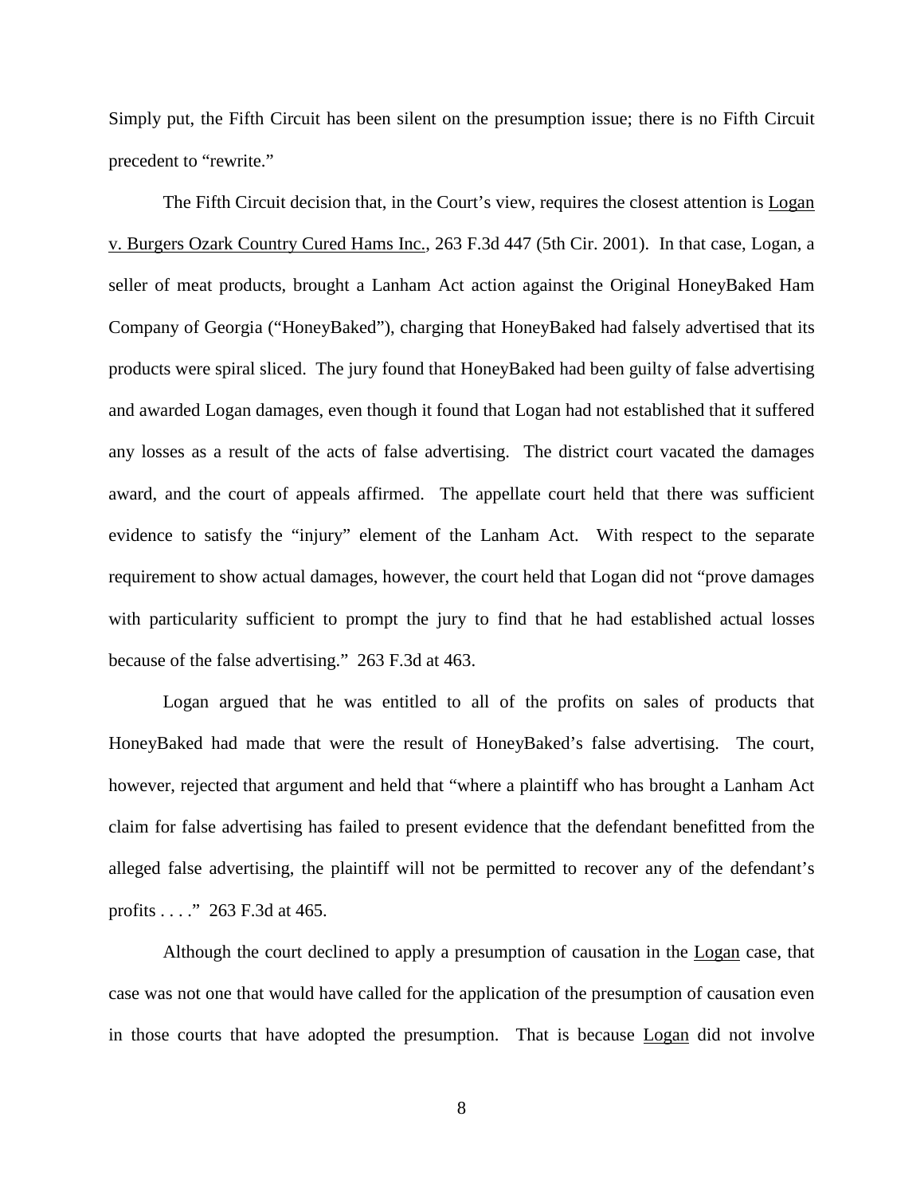Simply put, the Fifth Circuit has been silent on the presumption issue; there is no Fifth Circuit precedent to "rewrite."

The Fifth Circuit decision that, in the Court's view, requires the closest attention is Logan v. Burgers Ozark Country Cured Hams Inc., 263 F.3d 447 (5th Cir. 2001). In that case, Logan, a seller of meat products, brought a Lanham Act action against the Original HoneyBaked Ham Company of Georgia ("HoneyBaked"), charging that HoneyBaked had falsely advertised that its products were spiral sliced. The jury found that HoneyBaked had been guilty of false advertising and awarded Logan damages, even though it found that Logan had not established that it suffered any losses as a result of the acts of false advertising. The district court vacated the damages award, and the court of appeals affirmed. The appellate court held that there was sufficient evidence to satisfy the "injury" element of the Lanham Act. With respect to the separate requirement to show actual damages, however, the court held that Logan did not "prove damages with particularity sufficient to prompt the jury to find that he had established actual losses because of the false advertising." 263 F.3d at 463.

Logan argued that he was entitled to all of the profits on sales of products that HoneyBaked had made that were the result of HoneyBaked's false advertising. The court, however, rejected that argument and held that "where a plaintiff who has brought a Lanham Act claim for false advertising has failed to present evidence that the defendant benefitted from the alleged false advertising, the plaintiff will not be permitted to recover any of the defendant's profits . . . ." 263 F.3d at 465.

Although the court declined to apply a presumption of causation in the Logan case, that case was not one that would have called for the application of the presumption of causation even in those courts that have adopted the presumption. That is because Logan did not involve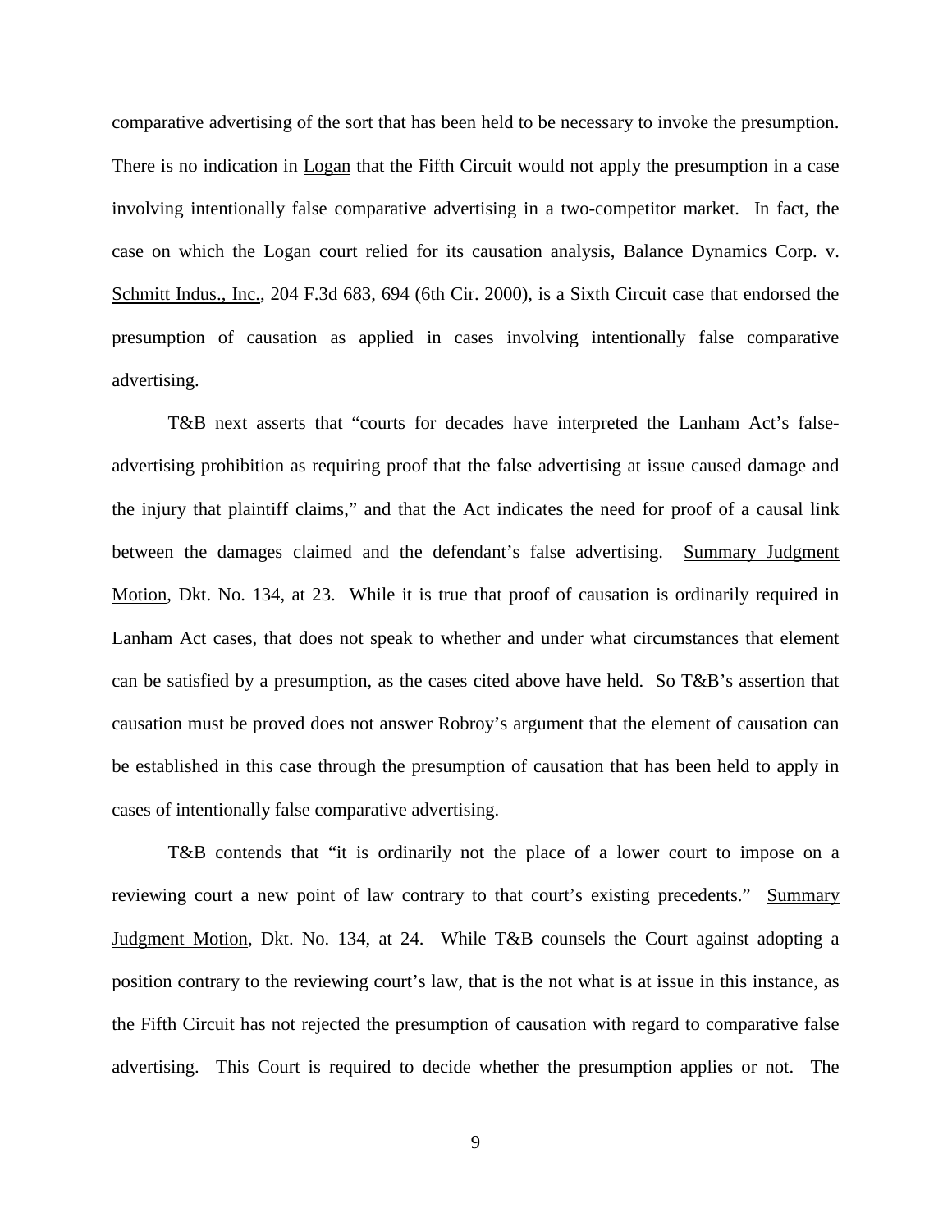comparative advertising of the sort that has been held to be necessary to invoke the presumption. There is no indication in Logan that the Fifth Circuit would not apply the presumption in a case involving intentionally false comparative advertising in a two-competitor market. In fact, the case on which the Logan court relied for its causation analysis, Balance Dynamics Corp. v. Schmitt Indus., Inc., 204 F.3d 683, 694 (6th Cir. 2000), is a Sixth Circuit case that endorsed the presumption of causation as applied in cases involving intentionally false comparative advertising.

T&B next asserts that "courts for decades have interpreted the Lanham Act's false-advertising prohibition as requiring proof that the false advertising at issue caused damage and the injury that plaintiff claims," and that the Act indicates the need for proof of a causal link between the damages claimed and the defendant's false advertising. Summary Judgment Motion, Dkt. No. 134, at 23. While it is true that proof of causation is ordinarily required in Lanham Act cases, that does not speak to whether and under what circumstances that element can be satisfied by a presumption, as the cases cited above have held. So T&B's assertion that causation must be proved does not answer Robroy's argument that the element of causation can be established in this case through the presumption of causation that has been held to apply in cases of intentionally false comparative advertising.

T&B contends that "it is ordinarily not the place of a lower court to impose on a reviewing court a new point of law contrary to that court's existing precedents." Summary Judgment Motion, Dkt. No. 134, at 24. While T&B counsels the Court against adopting a position contrary to the reviewing court's law, that is the not what is at issue in this instance, as the Fifth Circuit has not rejected the presumption of causation with regard to comparative false advertising. This Court is required to decide whether the presumption applies or not. The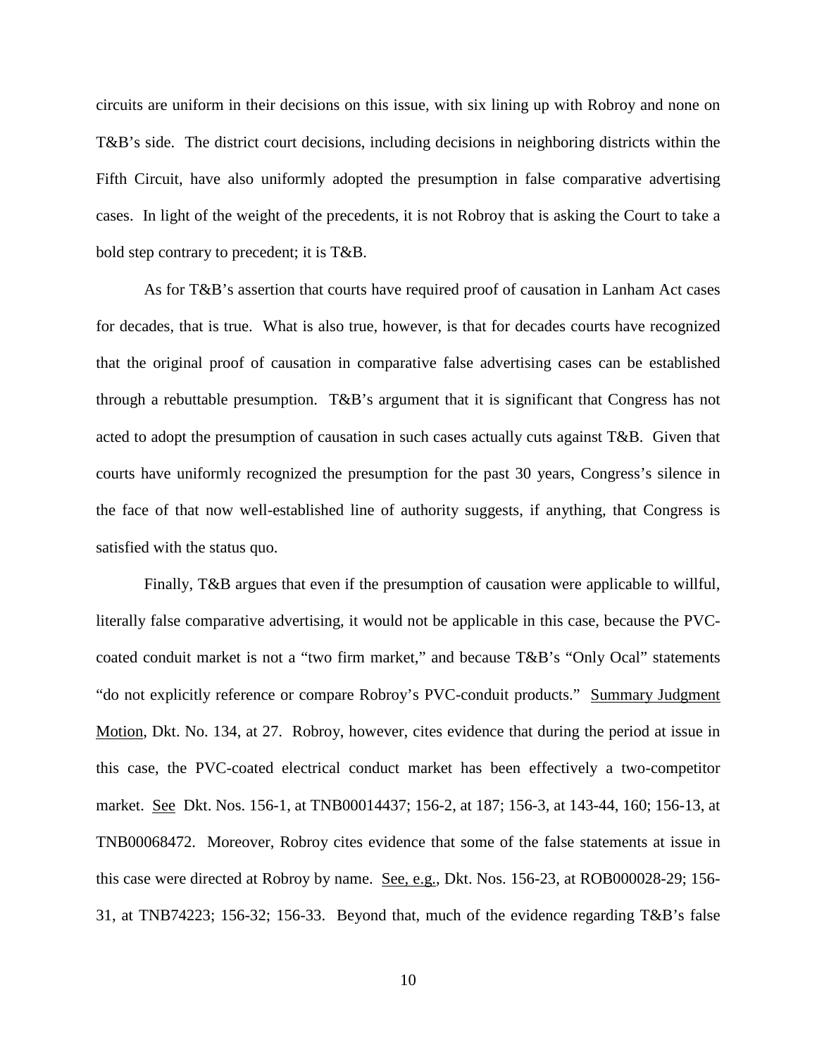circuits are uniform in their decisions on this issue, with six lining up with Robroy and none on T&B's side. The district court decisions, including decisions in neighboring districts within the Fifth Circuit, have also uniformly adopted the presumption in false comparative advertising cases. In light of the weight of the precedents, it is not Robroy that is asking the Court to take a bold step contrary to precedent; it is T&B.

As for T&B's assertion that courts have required proof of causation in Lanham Act cases for decades, that is true. What is also true, however, is that for decades courts have recognized that the original proof of causation in comparative false advertising cases can be established through a rebuttable presumption. T&B's argument that it is significant that Congress has not acted to adopt the presumption of causation in such cases actually cuts against T&B. Given that courts have uniformly recognized the presumption for the past 30 years, Congress's silence in the face of that now well-established line of authority suggests, if anything, that Congress is satisfied with the status quo.

Finally, T&B argues that even if the presumption of causation were applicable to willful, literally false comparative advertising, it would not be applicable in this case, because the PVC-coated conduit market is not a "two firm market," and because T&B's "Only Ocal" statements "do not explicitly reference or compare Robroy's PVC-conduit products." Summary Judgment Motion, Dkt. No. 134, at 27. Robroy, however, cites evidence that during the period at issue in this case, the PVC-coated electrical conduct market has been effectively a two-competitor market. See Dkt. Nos. 156-1, at TNB00014437; 156-2, at 187; 156-3, at 143-44, 160; 156-13, at TNB00068472. Moreover, Robroy cites evidence that some of the false statements at issue in this case were directed at Robroy by name. See, e.g., Dkt. Nos. 156-23, at ROB000028-29; 156-31, at TNB74223; 156-32; 156-33. Beyond that, much of the evidence regarding T&B's false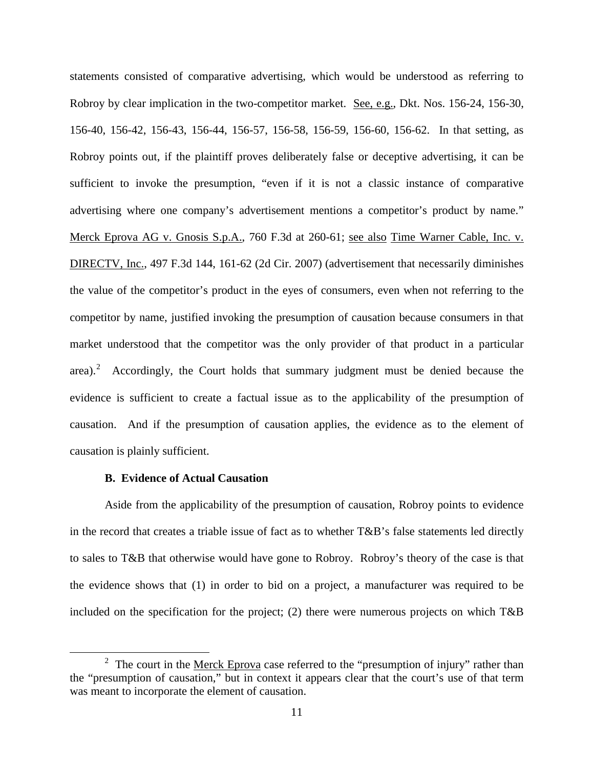statements consisted of comparative advertising, which would be understood as referring to Robroy by clear implication in the two-competitor market. See, e.g., Dkt. Nos. 156-24, 156-30, 156-40, 156-42, 156-43, 156-44, 156-57, 156-58, 156-59, 156-60, 156-62. In that setting, as Robroy points out, if the plaintiff proves deliberately false or deceptive advertising, it can be sufficient to invoke the presumption, "even if it is not a classic instance of comparative advertising where one company's advertisement mentions a competitor's product by name." Merck Eprova AG v. Gnosis S.p.A., 760 F.3d at 260-61; see also Time Warner Cable, Inc. v. DIRECTV, Inc., 497 F.3d 144, 161-62 (2d Cir. 2007) (advertisement that necessarily diminishes the value of the competitor's product in the eyes of consumers, even when not referring to the competitor by name, justified invoking the presumption of causation because consumers in that market understood that the competitor was the only provider of that product in a particular area).[2] Accordingly, the Court holds that summary judgment must be denied because the evidence is sufficient to create a factual issue as to the applicability of the presumption of causation. And if the presumption of causation applies, the evidence as to the element of causation is plainly sufficient.

**B. Evidence of Actual Causation**

Aside from the applicability of the presumption of causation, Robroy points to evidence in the record that creates a triable issue of fact as to whether T&B's false statements led directly to sales to T&B that otherwise would have gone to Robroy. Robroy's theory of the case is that the evidence shows that (1) in order to bid on a project, a manufacturer was required to be included on the specification for the project; (2) there were numerous projects on which T&B

[2] The court in the Merck Eprova case referred to the "presumption of injury" rather than the "presumption of causation," but in context it appears clear that the court's use of that term was meant to incorporate the element of causation.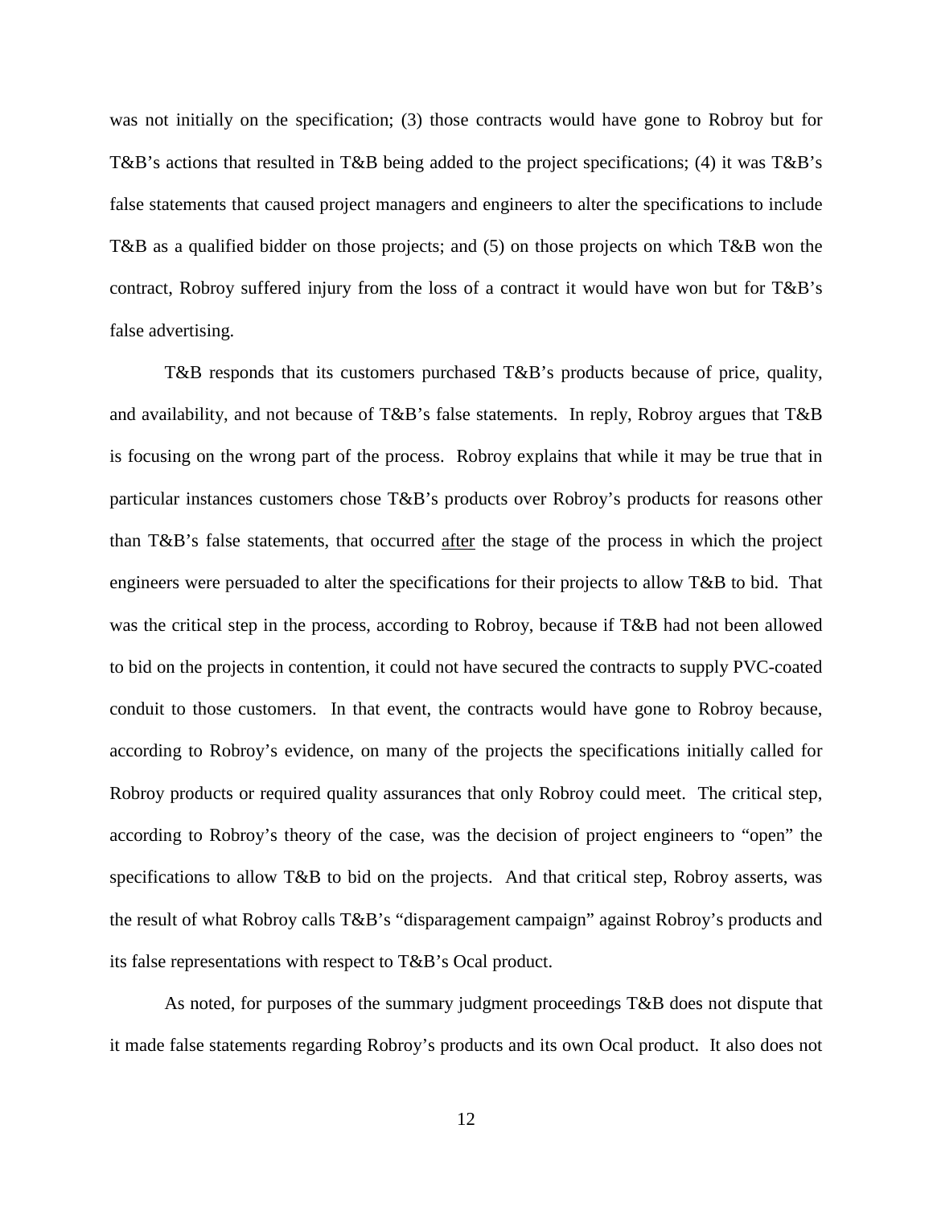was not initially on the specification; (3) those contracts would have gone to Robroy but for T&B's actions that resulted in T&B being added to the project specifications; (4) it was T&B's false statements that caused project managers and engineers to alter the specifications to include T&B as a qualified bidder on those projects; and (5) on those projects on which T&B won the contract, Robroy suffered injury from the loss of a contract it would have won but for T&B's false advertising.

T&B responds that its customers purchased T&B's products because of price, quality, and availability, and not because of T&B's false statements. In reply, Robroy argues that T&B is focusing on the wrong part of the process. Robroy explains that while it may be true that in particular instances customers chose T&B's products over Robroy's products for reasons other than T&B's false statements, that occurred <u>after</u> the stage of the process in which the project engineers were persuaded to alter the specifications for their projects to allow T&B to bid. That was the critical step in the process, according to Robroy, because if T&B had not been allowed to bid on the projects in contention, it could not have secured the contracts to supply PVC-coated conduit to those customers. In that event, the contracts would have gone to Robroy because, according to Robroy's evidence, on many of the projects the specifications initially called for Robroy products or required quality assurances that only Robroy could meet. The critical step, according to Robroy's theory of the case, was the decision of project engineers to "open" the specifications to allow T&B to bid on the projects. And that critical step, Robroy asserts, was the result of what Robroy calls T&B's "disparagement campaign" against Robroy's products and its false representations with respect to T&B's Ocal product.

As noted, for purposes of the summary judgment proceedings T&B does not dispute that it made false statements regarding Robroy's products and its own Ocal product. It also does not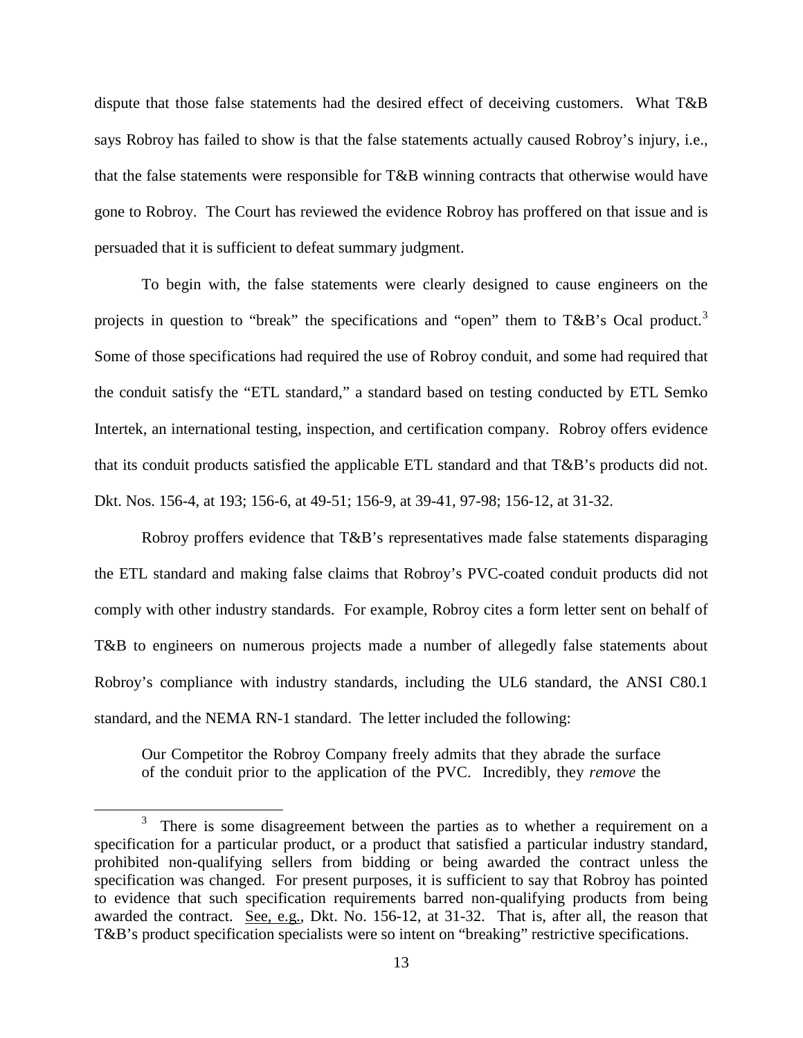dispute that those false statements had the desired effect of deceiving customers. What T&B says Robroy has failed to show is that the false statements actually caused Robroy's injury, i.e., that the false statements were responsible for T&B winning contracts that otherwise would have gone to Robroy. The Court has reviewed the evidence Robroy has proffered on that issue and is persuaded that it is sufficient to defeat summary judgment.

To begin with, the false statements were clearly designed to cause engineers on the projects in question to "break" the specifications and "open" them to T&B's Ocal product.[3] Some of those specifications had required the use of Robroy conduit, and some had required that the conduit satisfy the "ETL standard," a standard based on testing conducted by ETL Semko Intertek, an international testing, inspection, and certification company. Robroy offers evidence that its conduit products satisfied the applicable ETL standard and that T&B's products did not. Dkt. Nos. 156-4, at 193; 156-6, at 49-51; 156-9, at 39-41, 97-98; 156-12, at 31-32.

Robroy proffers evidence that T&B's representatives made false statements disparaging the ETL standard and making false claims that Robroy's PVC-coated conduit products did not comply with other industry standards. For example, Robroy cites a form letter sent on behalf of T&B to engineers on numerous projects made a number of allegedly false statements about Robroy's compliance with industry standards, including the UL6 standard, the ANSI C80.1 standard, and the NEMA RN-1 standard. The letter included the following:

> Our Competitor the Robroy Company freely admits that they abrade the surface of the conduit prior to the application of the PVC. Incredibly, they *remove* the

[3] There is some disagreement between the parties as to whether a requirement on a specification for a particular product, or a product that satisfied a particular industry standard, prohibited non-qualifying sellers from bidding or being awarded the contract unless the specification was changed. For present purposes, it is sufficient to say that Robroy has pointed to evidence that such specification requirements barred non-qualifying products from being awarded the contract. See, e.g., Dkt. No. 156-12, at 31-32. That is, after all, the reason that T&B's product specification specialists were so intent on "breaking" restrictive specifications.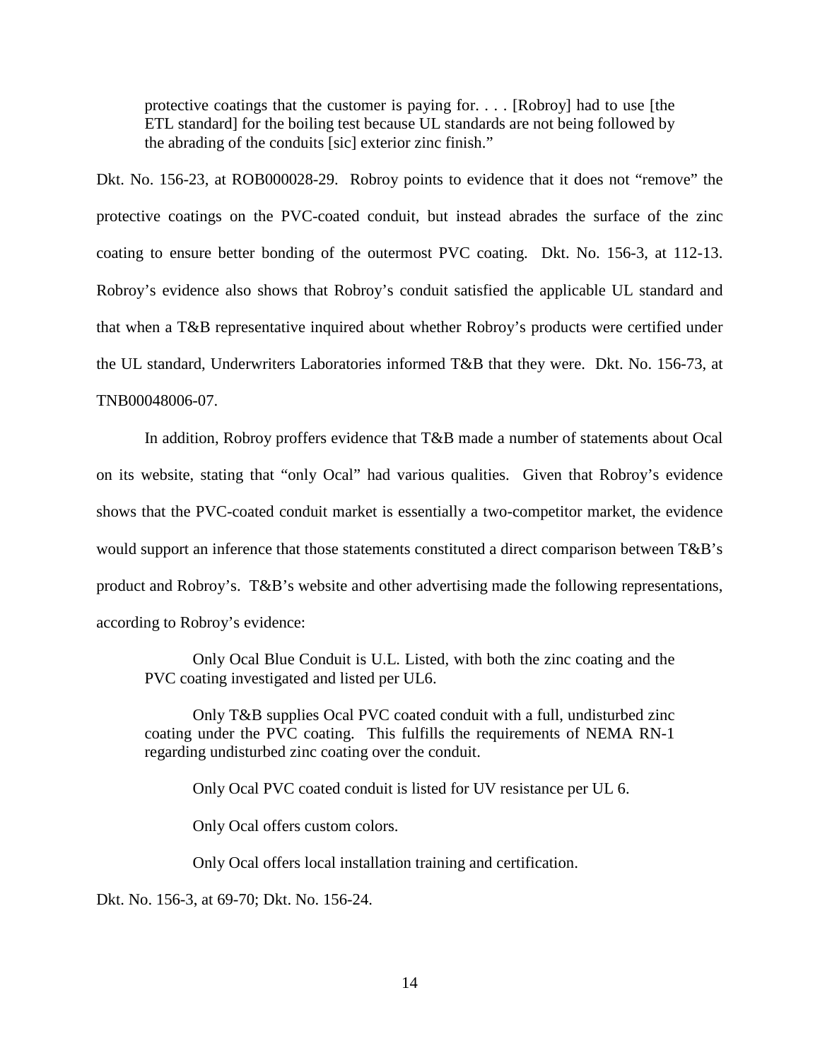> protective coatings that the customer is paying for. . . . [Robroy] had to use [the ETL standard] for the boiling test because UL standards are not being followed by the abrading of the conduits [sic] exterior zinc finish."

Dkt. No. 156-23, at ROB000028-29. Robroy points to evidence that it does not "remove" the protective coatings on the PVC-coated conduit, but instead abrades the surface of the zinc coating to ensure better bonding of the outermost PVC coating. Dkt. No. 156-3, at 112-13. Robroy's evidence also shows that Robroy's conduit satisfied the applicable UL standard and that when a T&B representative inquired about whether Robroy's products were certified under the UL standard, Underwriters Laboratories informed T&B that they were. Dkt. No. 156-73, at TNB00048006-07.

In addition, Robroy proffers evidence that T&B made a number of statements about Ocal on its website, stating that "only Ocal" had various qualities. Given that Robroy's evidence shows that the PVC-coated conduit market is essentially a two-competitor market, the evidence would support an inference that those statements constituted a direct comparison between T&B's product and Robroy's. T&B's website and other advertising made the following representations, according to Robroy's evidence:

> Only Ocal Blue Conduit is U.L. Listed, with both the zinc coating and the PVC coating investigated and listed per UL6.
>
> Only T&B supplies Ocal PVC coated conduit with a full, undisturbed zinc coating under the PVC coating. This fulfills the requirements of NEMA RN-1 regarding undisturbed zinc coating over the conduit.
>
> Only Ocal PVC coated conduit is listed for UV resistance per UL 6.
>
> Only Ocal offers custom colors.
>
> Only Ocal offers local installation training and certification.

Dkt. No. 156-3, at 69-70; Dkt. No. 156-24.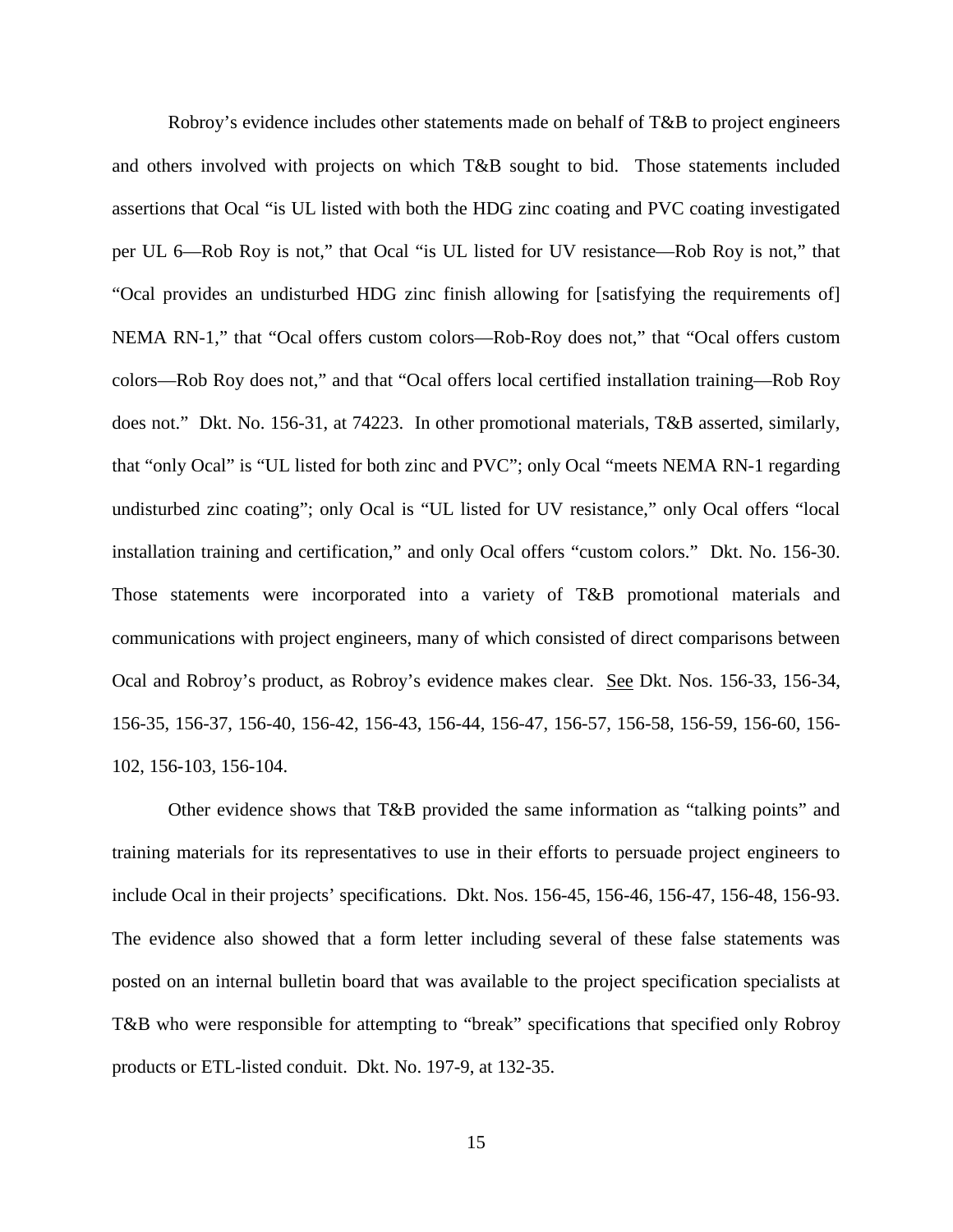Robroy's evidence includes other statements made on behalf of T&B to project engineers and others involved with projects on which T&B sought to bid. Those statements included assertions that Ocal "is UL listed with both the HDG zinc coating and PVC coating investigated per UL 6—Rob Roy is not," that Ocal "is UL listed for UV resistance—Rob Roy is not," that "Ocal provides an undisturbed HDG zinc finish allowing for [satisfying the requirements of] NEMA RN-1," that "Ocal offers custom colors—Rob-Roy does not," that "Ocal offers custom colors—Rob Roy does not," and that "Ocal offers local certified installation training—Rob Roy does not." Dkt. No. 156-31, at 74223. In other promotional materials, T&B asserted, similarly, that "only Ocal" is "UL listed for both zinc and PVC"; only Ocal "meets NEMA RN-1 regarding undisturbed zinc coating"; only Ocal is "UL listed for UV resistance," only Ocal offers "local installation training and certification," and only Ocal offers "custom colors." Dkt. No. 156-30. Those statements were incorporated into a variety of T&B promotional materials and communications with project engineers, many of which consisted of direct comparisons between Ocal and Robroy's product, as Robroy's evidence makes clear. <u>See</u> Dkt. Nos. 156-33, 156-34, 156-35, 156-37, 156-40, 156-42, 156-43, 156-44, 156-47, 156-57, 156-58, 156-59, 156-60, 156-102, 156-103, 156-104.

Other evidence shows that T&B provided the same information as "talking points" and training materials for its representatives to use in their efforts to persuade project engineers to include Ocal in their projects' specifications. Dkt. Nos. 156-45, 156-46, 156-47, 156-48, 156-93. The evidence also showed that a form letter including several of these false statements was posted on an internal bulletin board that was available to the project specification specialists at T&B who were responsible for attempting to "break" specifications that specified only Robroy products or ETL-listed conduit. Dkt. No. 197-9, at 132-35.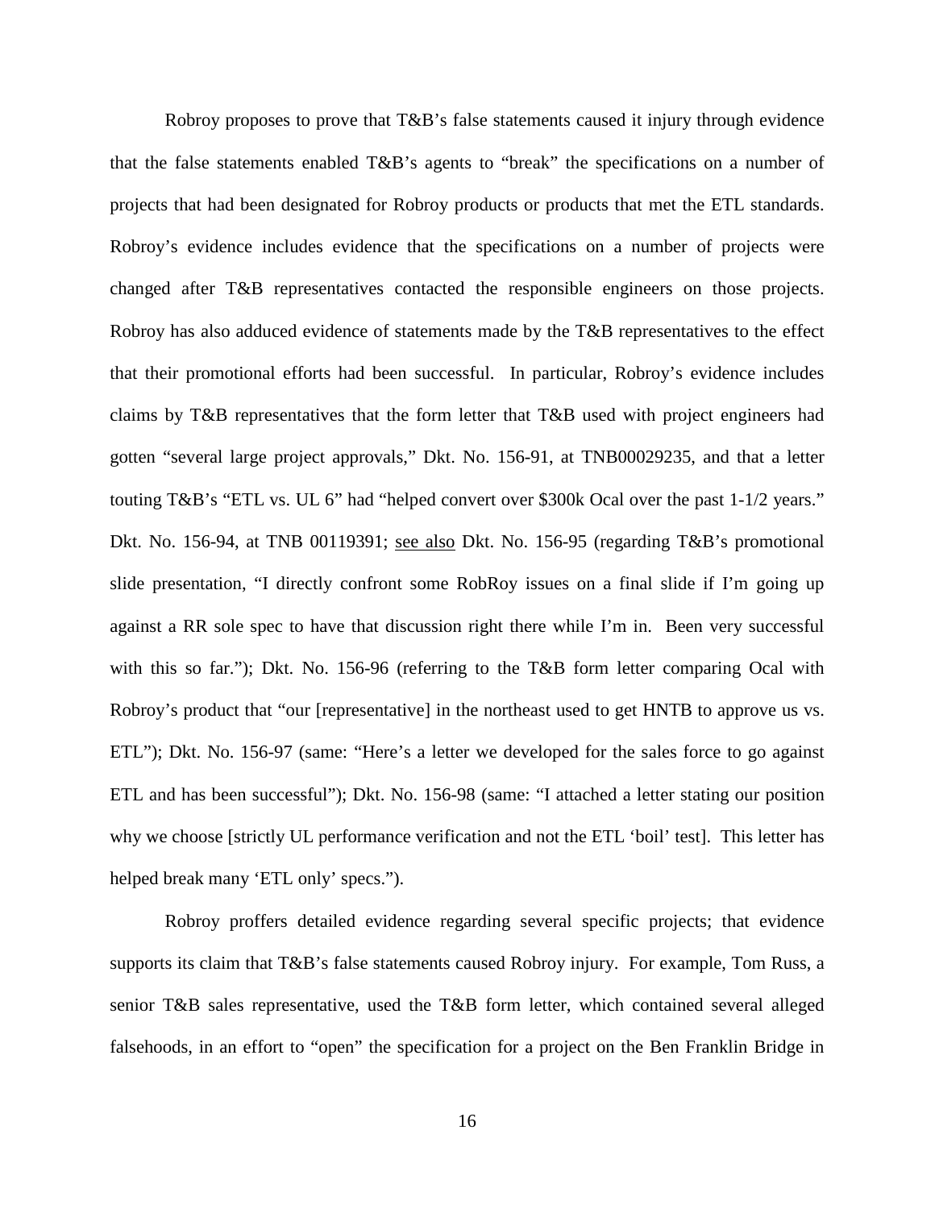Robroy proposes to prove that T&B's false statements caused it injury through evidence that the false statements enabled T&B's agents to "break" the specifications on a number of projects that had been designated for Robroy products or products that met the ETL standards. Robroy's evidence includes evidence that the specifications on a number of projects were changed after T&B representatives contacted the responsible engineers on those projects. Robroy has also adduced evidence of statements made by the T&B representatives to the effect that their promotional efforts had been successful. In particular, Robroy's evidence includes claims by T&B representatives that the form letter that T&B used with project engineers had gotten "several large project approvals," Dkt. No. 156-91, at TNB00029235, and that a letter touting T&B's "ETL vs. UL 6" had "helped convert over $300k Ocal over the past 1-1/2 years." Dkt. No. 156-94, at TNB 00119391; see also Dkt. No. 156-95 (regarding T&B's promotional slide presentation, "I directly confront some RobRoy issues on a final slide if I'm going up against a RR sole spec to have that discussion right there while I'm in. Been very successful with this so far."); Dkt. No. 156-96 (referring to the T&B form letter comparing Ocal with Robroy's product that "our [representative] in the northeast used to get HNTB to approve us vs. ETL"); Dkt. No. 156-97 (same: "Here's a letter we developed for the sales force to go against ETL and has been successful"); Dkt. No. 156-98 (same: "I attached a letter stating our position why we choose [strictly UL performance verification and not the ETL 'boil' test]. This letter has helped break many 'ETL only' specs.").

Robroy proffers detailed evidence regarding several specific projects; that evidence supports its claim that T&B's false statements caused Robroy injury. For example, Tom Russ, a senior T&B sales representative, used the T&B form letter, which contained several alleged falsehoods, in an effort to "open" the specification for a project on the Ben Franklin Bridge in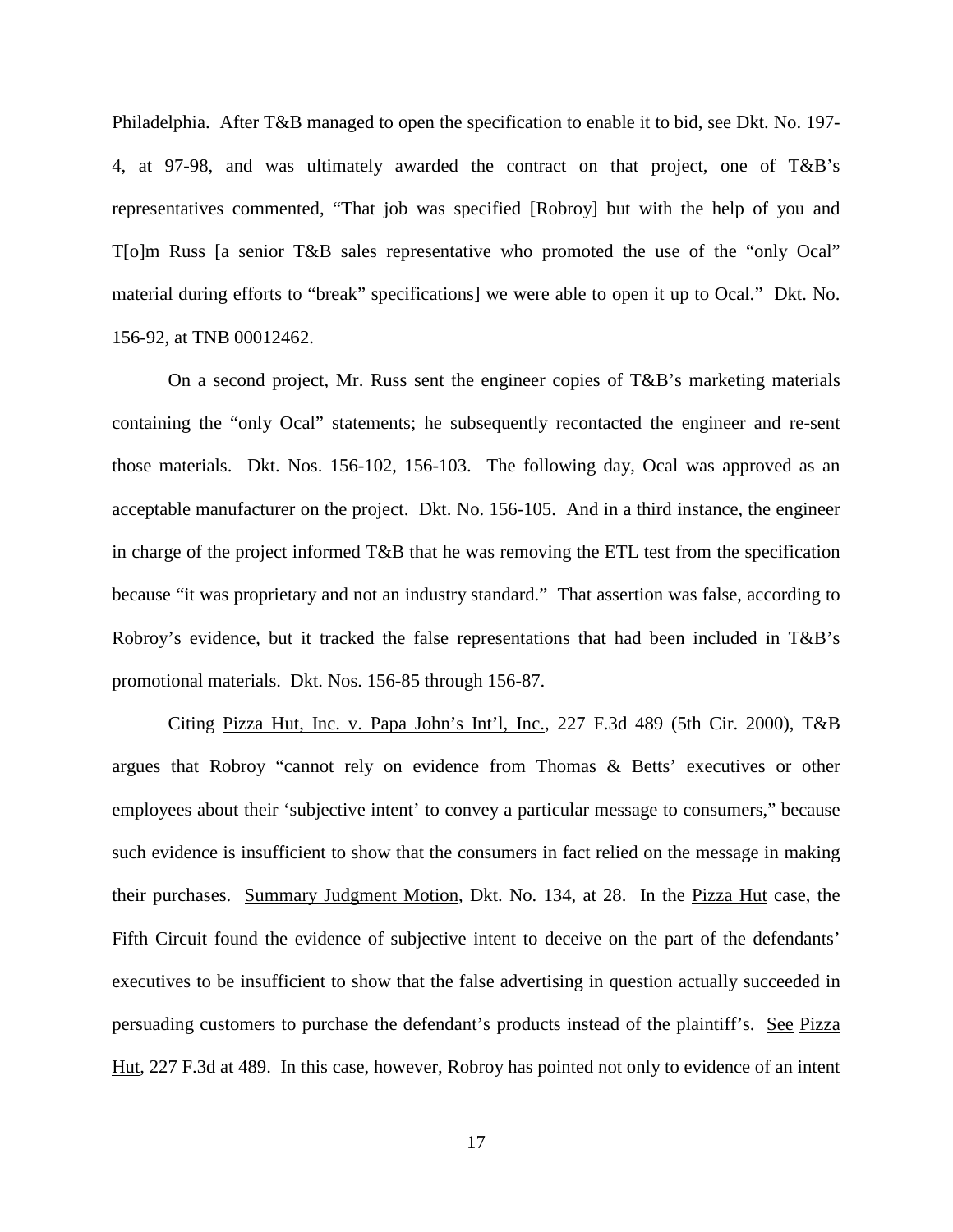Philadelphia. After T&B managed to open the specification to enable it to bid, see Dkt. No. 197-4, at 97-98, and was ultimately awarded the contract on that project, one of T&B's representatives commented, "That job was specified [Robroy] but with the help of you and T[o]m Russ [a senior T&B sales representative who promoted the use of the "only Ocal" material during efforts to "break" specifications] we were able to open it up to Ocal." Dkt. No. 156-92, at TNB 00012462.

On a second project, Mr. Russ sent the engineer copies of T&B's marketing materials containing the "only Ocal" statements; he subsequently recontacted the engineer and re-sent those materials. Dkt. Nos. 156-102, 156-103. The following day, Ocal was approved as an acceptable manufacturer on the project. Dkt. No. 156-105. And in a third instance, the engineer in charge of the project informed T&B that he was removing the ETL test from the specification because "it was proprietary and not an industry standard." That assertion was false, according to Robroy's evidence, but it tracked the false representations that had been included in T&B's promotional materials. Dkt. Nos. 156-85 through 156-87.

Citing Pizza Hut, Inc. v. Papa John's Int'l, Inc., 227 F.3d 489 (5th Cir. 2000), T&B argues that Robroy "cannot rely on evidence from Thomas & Betts' executives or other employees about their 'subjective intent' to convey a particular message to consumers," because such evidence is insufficient to show that the consumers in fact relied on the message in making their purchases. Summary Judgment Motion, Dkt. No. 134, at 28. In the Pizza Hut case, the Fifth Circuit found the evidence of subjective intent to deceive on the part of the defendants' executives to be insufficient to show that the false advertising in question actually succeeded in persuading customers to purchase the defendant's products instead of the plaintiff's. See Pizza Hut, 227 F.3d at 489. In this case, however, Robroy has pointed not only to evidence of an intent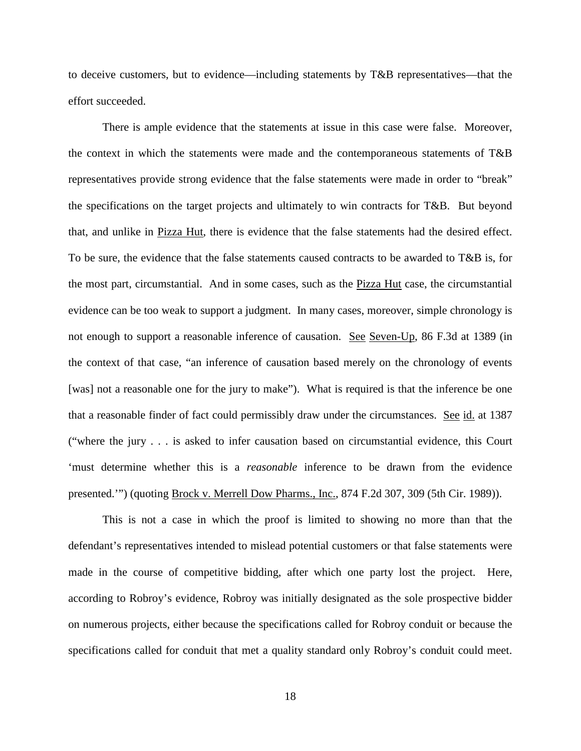to deceive customers, but to evidence—including statements by T&B representatives—that the effort succeeded.

There is ample evidence that the statements at issue in this case were false. Moreover, the context in which the statements were made and the contemporaneous statements of T&B representatives provide strong evidence that the false statements were made in order to "break" the specifications on the target projects and ultimately to win contracts for T&B. But beyond that, and unlike in Pizza Hut, there is evidence that the false statements had the desired effect. To be sure, the evidence that the false statements caused contracts to be awarded to T&B is, for the most part, circumstantial. And in some cases, such as the Pizza Hut case, the circumstantial evidence can be too weak to support a judgment. In many cases, moreover, simple chronology is not enough to support a reasonable inference of causation. See Seven-Up, 86 F.3d at 1389 (in the context of that case, "an inference of causation based merely on the chronology of events [was] not a reasonable one for the jury to make"). What is required is that the inference be one that a reasonable finder of fact could permissibly draw under the circumstances. See id. at 1387 ("where the jury . . . is asked to infer causation based on circumstantial evidence, this Court 'must determine whether this is a *reasonable* inference to be drawn from the evidence presented.'") (quoting Brock v. Merrell Dow Pharms., Inc., 874 F.2d 307, 309 (5th Cir. 1989)).

This is not a case in which the proof is limited to showing no more than that the defendant's representatives intended to mislead potential customers or that false statements were made in the course of competitive bidding, after which one party lost the project. Here, according to Robroy's evidence, Robroy was initially designated as the sole prospective bidder on numerous projects, either because the specifications called for Robroy conduit or because the specifications called for conduit that met a quality standard only Robroy's conduit could meet.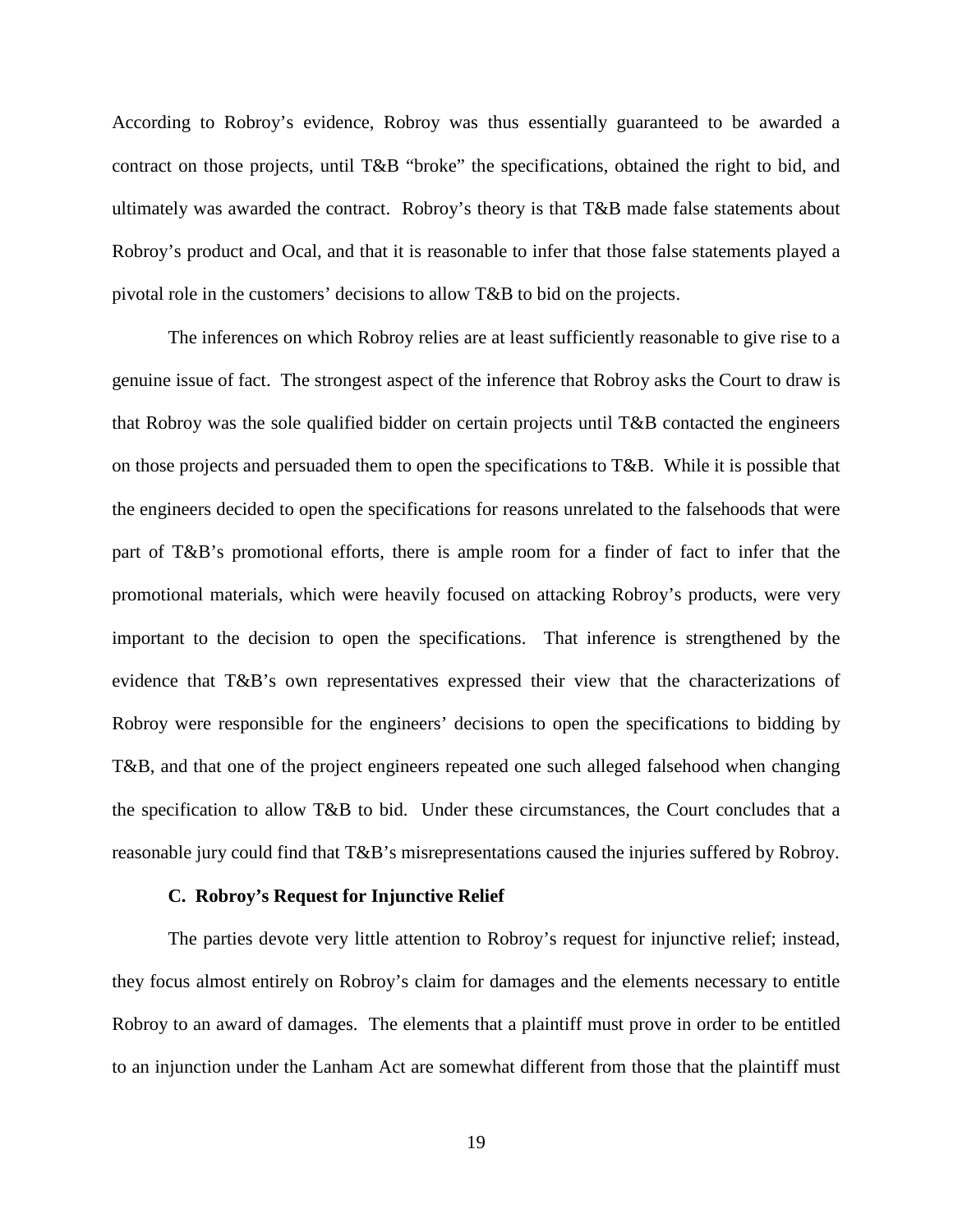According to Robroy's evidence, Robroy was thus essentially guaranteed to be awarded a contract on those projects, until T&B "broke" the specifications, obtained the right to bid, and ultimately was awarded the contract. Robroy's theory is that T&B made false statements about Robroy's product and Ocal, and that it is reasonable to infer that those false statements played a pivotal role in the customers' decisions to allow T&B to bid on the projects.

The inferences on which Robroy relies are at least sufficiently reasonable to give rise to a genuine issue of fact. The strongest aspect of the inference that Robroy asks the Court to draw is that Robroy was the sole qualified bidder on certain projects until T&B contacted the engineers on those projects and persuaded them to open the specifications to T&B. While it is possible that the engineers decided to open the specifications for reasons unrelated to the falsehoods that were part of T&B's promotional efforts, there is ample room for a finder of fact to infer that the promotional materials, which were heavily focused on attacking Robroy's products, were very important to the decision to open the specifications. That inference is strengthened by the evidence that T&B's own representatives expressed their view that the characterizations of Robroy were responsible for the engineers' decisions to open the specifications to bidding by T&B, and that one of the project engineers repeated one such alleged falsehood when changing the specification to allow T&B to bid. Under these circumstances, the Court concludes that a reasonable jury could find that T&B's misrepresentations caused the injuries suffered by Robroy.

### C. Robroy's Request for Injunctive Relief

The parties devote very little attention to Robroy's request for injunctive relief; instead, they focus almost entirely on Robroy's claim for damages and the elements necessary to entitle Robroy to an award of damages. The elements that a plaintiff must prove in order to be entitled to an injunction under the Lanham Act are somewhat different from those that the plaintiff must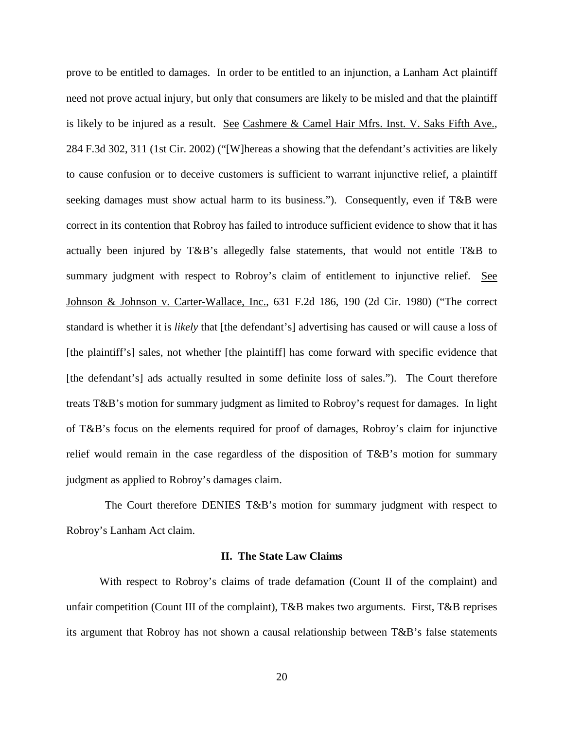prove to be entitled to damages. In order to be entitled to an injunction, a Lanham Act plaintiff need not prove actual injury, but only that consumers are likely to be misled and that the plaintiff is likely to be injured as a result. See Cashmere & Camel Hair Mfrs. Inst. V. Saks Fifth Ave., 284 F.3d 302, 311 (1st Cir. 2002) ("[W]hereas a showing that the defendant's activities are likely to cause confusion or to deceive customers is sufficient to warrant injunctive relief, a plaintiff seeking damages must show actual harm to its business."). Consequently, even if T&B were correct in its contention that Robroy has failed to introduce sufficient evidence to show that it has actually been injured by T&B's allegedly false statements, that would not entitle T&B to summary judgment with respect to Robroy's claim of entitlement to injunctive relief. See Johnson & Johnson v. Carter-Wallace, Inc., 631 F.2d 186, 190 (2d Cir. 1980) ("The correct standard is whether it is *likely* that [the defendant's] advertising has caused or will cause a loss of [the plaintiff's] sales, not whether [the plaintiff] has come forward with specific evidence that [the defendant's] ads actually resulted in some definite loss of sales."). The Court therefore treats T&B's motion for summary judgment as limited to Robroy's request for damages. In light of T&B's focus on the elements required for proof of damages, Robroy's claim for injunctive relief would remain in the case regardless of the disposition of T&B's motion for summary judgment as applied to Robroy's damages claim.

The Court therefore DENIES T&B's motion for summary judgment with respect to Robroy's Lanham Act claim.

### II. The State Law Claims

With respect to Robroy's claims of trade defamation (Count II of the complaint) and unfair competition (Count III of the complaint), T&B makes two arguments. First, T&B reprises its argument that Robroy has not shown a causal relationship between T&B's false statements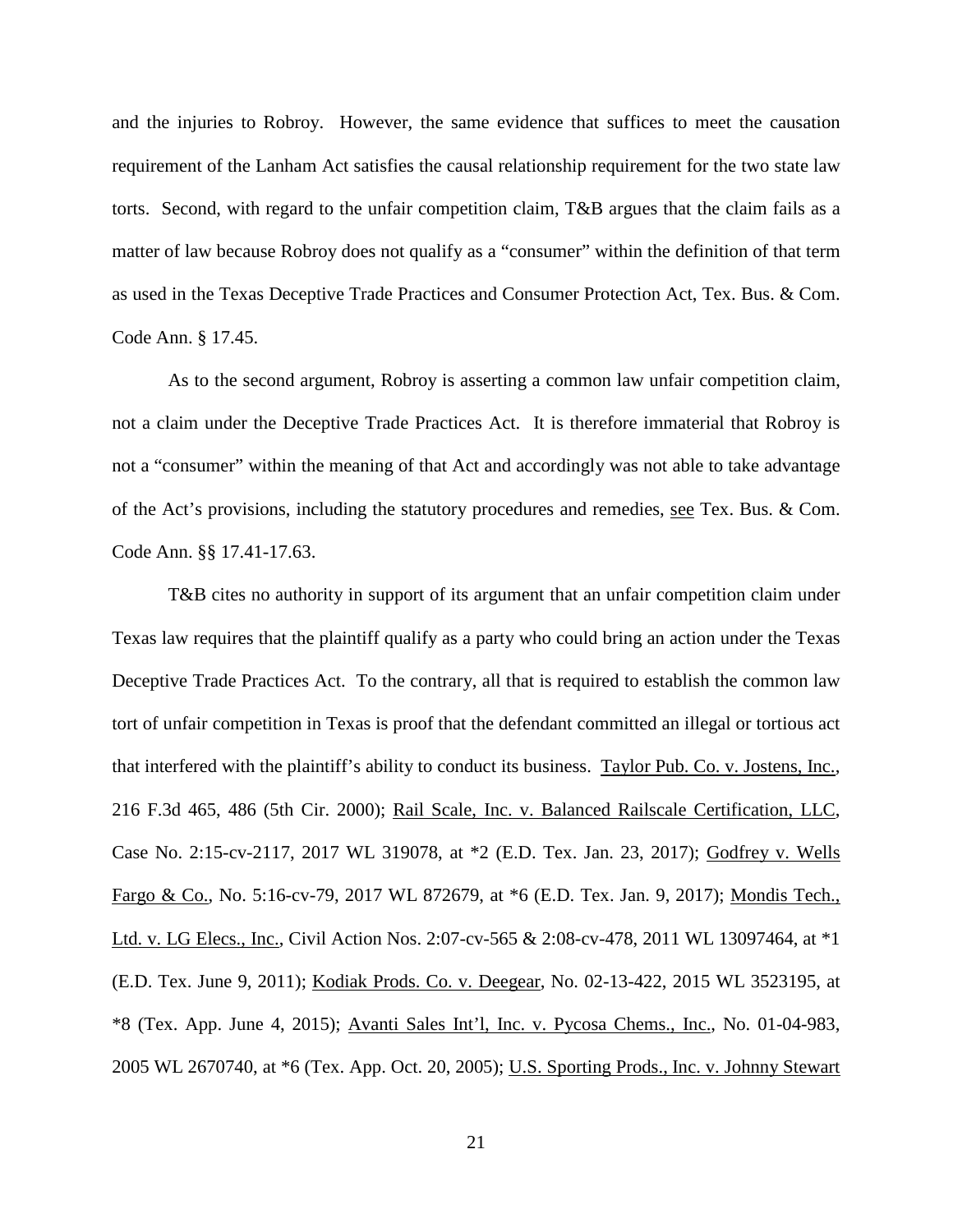and the injuries to Robroy. However, the same evidence that suffices to meet the causation requirement of the Lanham Act satisfies the causal relationship requirement for the two state law torts. Second, with regard to the unfair competition claim, T&B argues that the claim fails as a matter of law because Robroy does not qualify as a "consumer" within the definition of that term as used in the Texas Deceptive Trade Practices and Consumer Protection Act, Tex. Bus. & Com. Code Ann. § 17.45.

As to the second argument, Robroy is asserting a common law unfair competition claim, not a claim under the Deceptive Trade Practices Act. It is therefore immaterial that Robroy is not a "consumer" within the meaning of that Act and accordingly was not able to take advantage of the Act's provisions, including the statutory procedures and remedies, see Tex. Bus. & Com. Code Ann. §§ 17.41-17.63.

T&B cites no authority in support of its argument that an unfair competition claim under Texas law requires that the plaintiff qualify as a party who could bring an action under the Texas Deceptive Trade Practices Act. To the contrary, all that is required to establish the common law tort of unfair competition in Texas is proof that the defendant committed an illegal or tortious act that interfered with the plaintiff's ability to conduct its business. Taylor Pub. Co. v. Jostens, Inc., 216 F.3d 465, 486 (5th Cir. 2000); Rail Scale, Inc. v. Balanced Railscale Certification, LLC, Case No. 2:15-cv-2117, 2017 WL 319078, at *2 (E.D. Tex. Jan. 23, 2017); Godfrey v. Wells Fargo & Co., No. 5:16-cv-79, 2017 WL 872679, at *6 (E.D. Tex. Jan. 9, 2017); Mondis Tech., Ltd. v. LG Elecs., Inc., Civil Action Nos. 2:07-cv-565 & 2:08-cv-478, 2011 WL 13097464, at *1 (E.D. Tex. June 9, 2011); Kodiak Prods. Co. v. Deegear, No. 02-13-422, 2015 WL 3523195, at *8 (Tex. App. June 4, 2015); Avanti Sales Int'l, Inc. v. Pycosa Chems., Inc., No. 01-04-983, 2005 WL 2670740, at *6 (Tex. App. Oct. 20, 2005); U.S. Sporting Prods., Inc. v. Johnny Stewart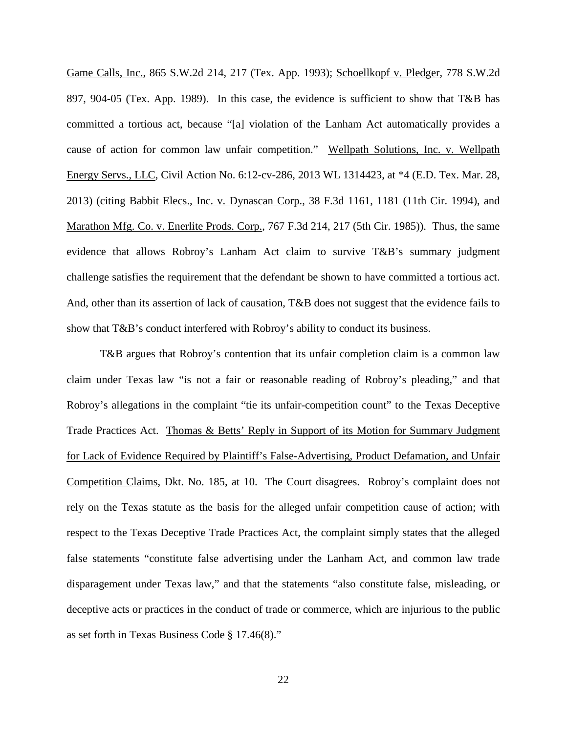Game Calls, Inc., 865 S.W.2d 214, 217 (Tex. App. 1993); Schoellkopf v. Pledger, 778 S.W.2d 897, 904-05 (Tex. App. 1989). In this case, the evidence is sufficient to show that T&B has committed a tortious act, because "[a] violation of the Lanham Act automatically provides a cause of action for common law unfair competition." Wellpath Solutions, Inc. v. Wellpath Energy Servs., LLC, Civil Action No. 6:12-cv-286, 2013 WL 1314423, at *4 (E.D. Tex. Mar. 28, 2013) (citing Babbit Elecs., Inc. v. Dynascan Corp., 38 F.3d 1161, 1181 (11th Cir. 1994), and Marathon Mfg. Co. v. Enerlite Prods. Corp., 767 F.3d 214, 217 (5th Cir. 1985)). Thus, the same evidence that allows Robroy's Lanham Act claim to survive T&B's summary judgment challenge satisfies the requirement that the defendant be shown to have committed a tortious act. And, other than its assertion of lack of causation, T&B does not suggest that the evidence fails to show that T&B's conduct interfered with Robroy's ability to conduct its business.

T&B argues that Robroy's contention that its unfair completion claim is a common law claim under Texas law "is not a fair or reasonable reading of Robroy's pleading," and that Robroy's allegations in the complaint "tie its unfair-competition count" to the Texas Deceptive Trade Practices Act. Thomas & Betts' Reply in Support of its Motion for Summary Judgment for Lack of Evidence Required by Plaintiff's False-Advertising, Product Defamation, and Unfair Competition Claims, Dkt. No. 185, at 10. The Court disagrees. Robroy's complaint does not rely on the Texas statute as the basis for the alleged unfair competition cause of action; with respect to the Texas Deceptive Trade Practices Act, the complaint simply states that the alleged false statements "constitute false advertising under the Lanham Act, and common law trade disparagement under Texas law," and that the statements "also constitute false, misleading, or deceptive acts or practices in the conduct of trade or commerce, which are injurious to the public as set forth in Texas Business Code § 17.46(8)."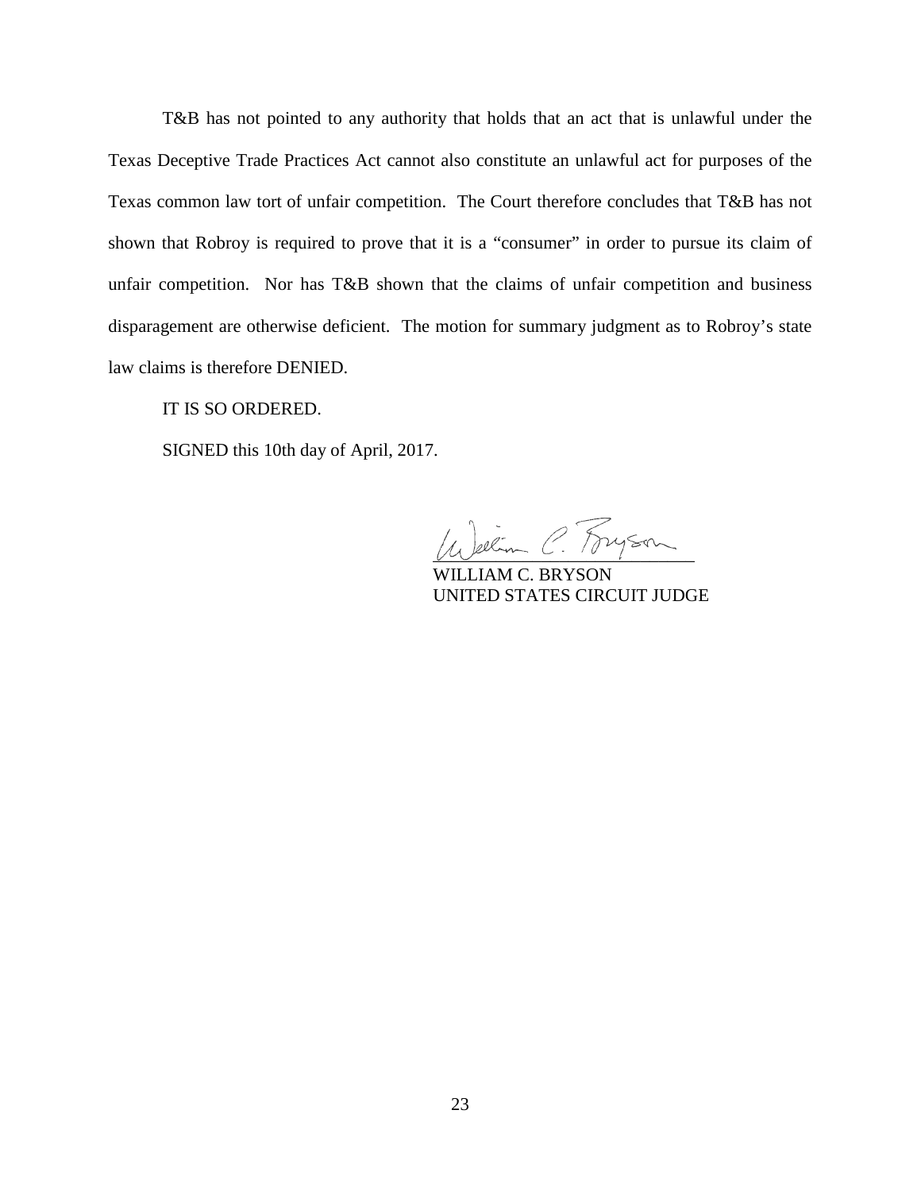T&B has not pointed to any authority that holds that an act that is unlawful under the Texas Deceptive Trade Practices Act cannot also constitute an unlawful act for purposes of the Texas common law tort of unfair competition. The Court therefore concludes that T&B has not shown that Robroy is required to prove that it is a "consumer" in order to pursue its claim of unfair competition. Nor has T&B shown that the claims of unfair competition and business disparagement are otherwise deficient. The motion for summary judgment as to Robroy's state law claims is therefore DENIED.

IT IS SO ORDERED.

SIGNED this 10th day of April, 2017.

WILLIAM C. BRYSON
UNITED STATES CIRCUIT JUDGE